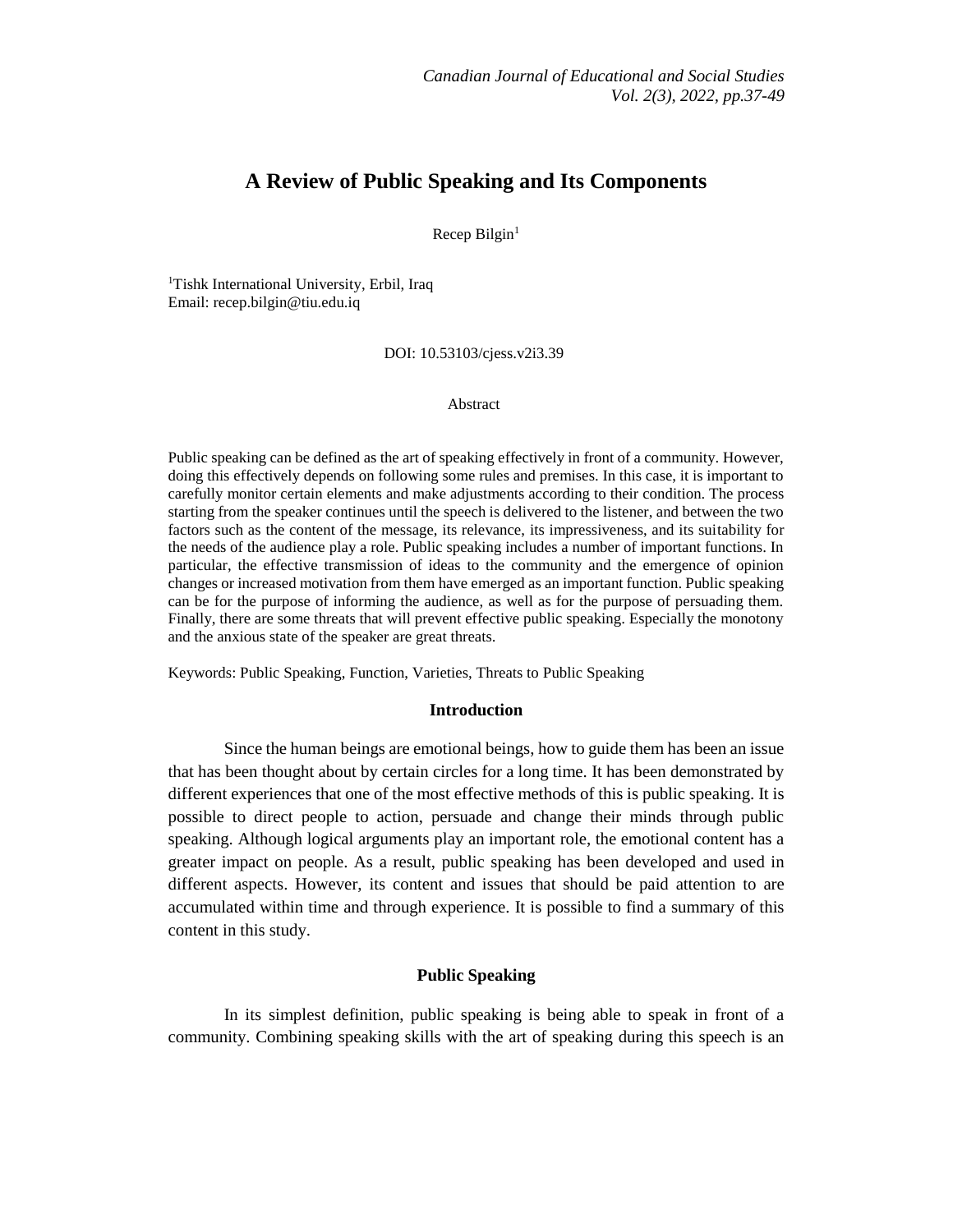# A Review of Public Speaking and Its Components

Recep Bilgin[1]

[1]Tishk International University, Erbil, Iraq
Email: recep.bilgin@tiu.edu.iq

DOI: 10.53103/cjess.v2i3.39

## Abstract

Public speaking can be defined as the art of speaking effectively in front of a community. However, doing this effectively depends on following some rules and premises. In this case, it is important to carefully monitor certain elements and make adjustments according to their condition. The process starting from the speaker continues until the speech is delivered to the listener, and between the two factors such as the content of the message, its relevance, its impressiveness, and its suitability for the needs of the audience play a role. Public speaking includes a number of important functions. In particular, the effective transmission of ideas to the community and the emergence of opinion changes or increased motivation from them have emerged as an important function. Public speaking can be for the purpose of informing the audience, as well as for the purpose of persuading them. Finally, there are some threats that will prevent effective public speaking. Especially the monotony and the anxious state of the speaker are great threats.

Keywords: Public Speaking, Function, Varieties, Threats to Public Speaking

## Introduction

Since the human beings are emotional beings, how to guide them has been an issue that has been thought about by certain circles for a long time. It has been demonstrated by different experiences that one of the most effective methods of this is public speaking. It is possible to direct people to action, persuade and change their minds through public speaking. Although logical arguments play an important role, the emotional content has a greater impact on people. As a result, public speaking has been developed and used in different aspects. However, its content and issues that should be paid attention to are accumulated within time and through experience. It is possible to find a summary of this content in this study.

## Public Speaking

In its simplest definition, public speaking is being able to speak in front of a community. Combining speaking skills with the art of speaking during this speech is an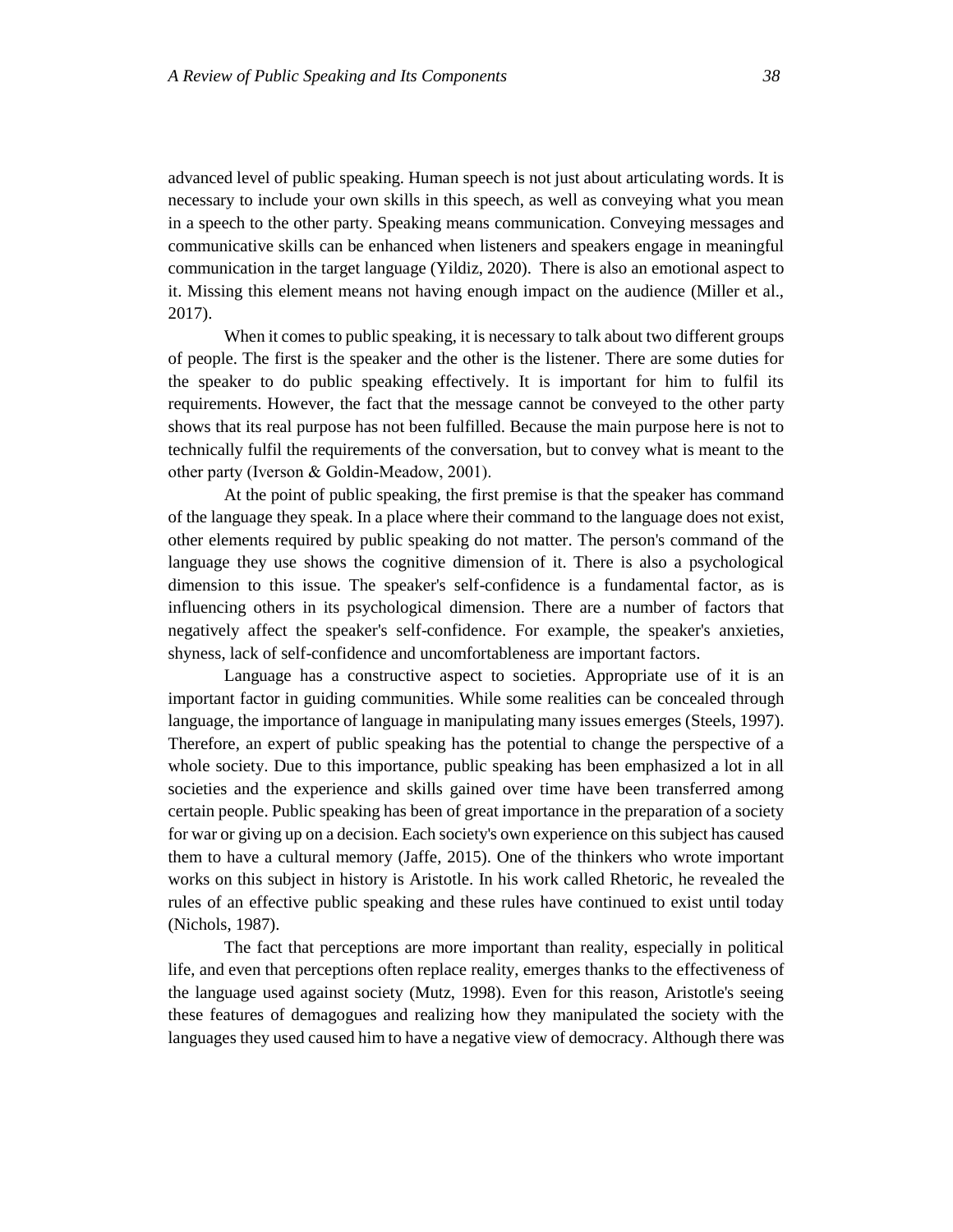advanced level of public speaking. Human speech is not just about articulating words. It is necessary to include your own skills in this speech, as well as conveying what you mean in a speech to the other party. Speaking means communication. Conveying messages and communicative skills can be enhanced when listeners and speakers engage in meaningful communication in the target language (Yildiz, 2020). There is also an emotional aspect to it. Missing this element means not having enough impact on the audience (Miller et al., 2017).

When it comes to public speaking, it is necessary to talk about two different groups of people. The first is the speaker and the other is the listener. There are some duties for the speaker to do public speaking effectively. It is important for him to fulfil its requirements. However, the fact that the message cannot be conveyed to the other party shows that its real purpose has not been fulfilled. Because the main purpose here is not to technically fulfil the requirements of the conversation, but to convey what is meant to the other party (Iverson & Goldin-Meadow, 2001).

At the point of public speaking, the first premise is that the speaker has command of the language they speak. In a place where their command to the language does not exist, other elements required by public speaking do not matter. The person's command of the language they use shows the cognitive dimension of it. There is also a psychological dimension to this issue. The speaker's self-confidence is a fundamental factor, as is influencing others in its psychological dimension. There are a number of factors that negatively affect the speaker's self-confidence. For example, the speaker's anxieties, shyness, lack of self-confidence and uncomfortableness are important factors.

Language has a constructive aspect to societies. Appropriate use of it is an important factor in guiding communities. While some realities can be concealed through language, the importance of language in manipulating many issues emerges (Steels, 1997). Therefore, an expert of public speaking has the potential to change the perspective of a whole society. Due to this importance, public speaking has been emphasized a lot in all societies and the experience and skills gained over time have been transferred among certain people. Public speaking has been of great importance in the preparation of a society for war or giving up on a decision. Each society's own experience on this subject has caused them to have a cultural memory (Jaffe, 2015). One of the thinkers who wrote important works on this subject in history is Aristotle. In his work called Rhetoric, he revealed the rules of an effective public speaking and these rules have continued to exist until today (Nichols, 1987).

The fact that perceptions are more important than reality, especially in political life, and even that perceptions often replace reality, emerges thanks to the effectiveness of the language used against society (Mutz, 1998). Even for this reason, Aristotle's seeing these features of demagogues and realizing how they manipulated the society with the languages they used caused him to have a negative view of democracy. Although there was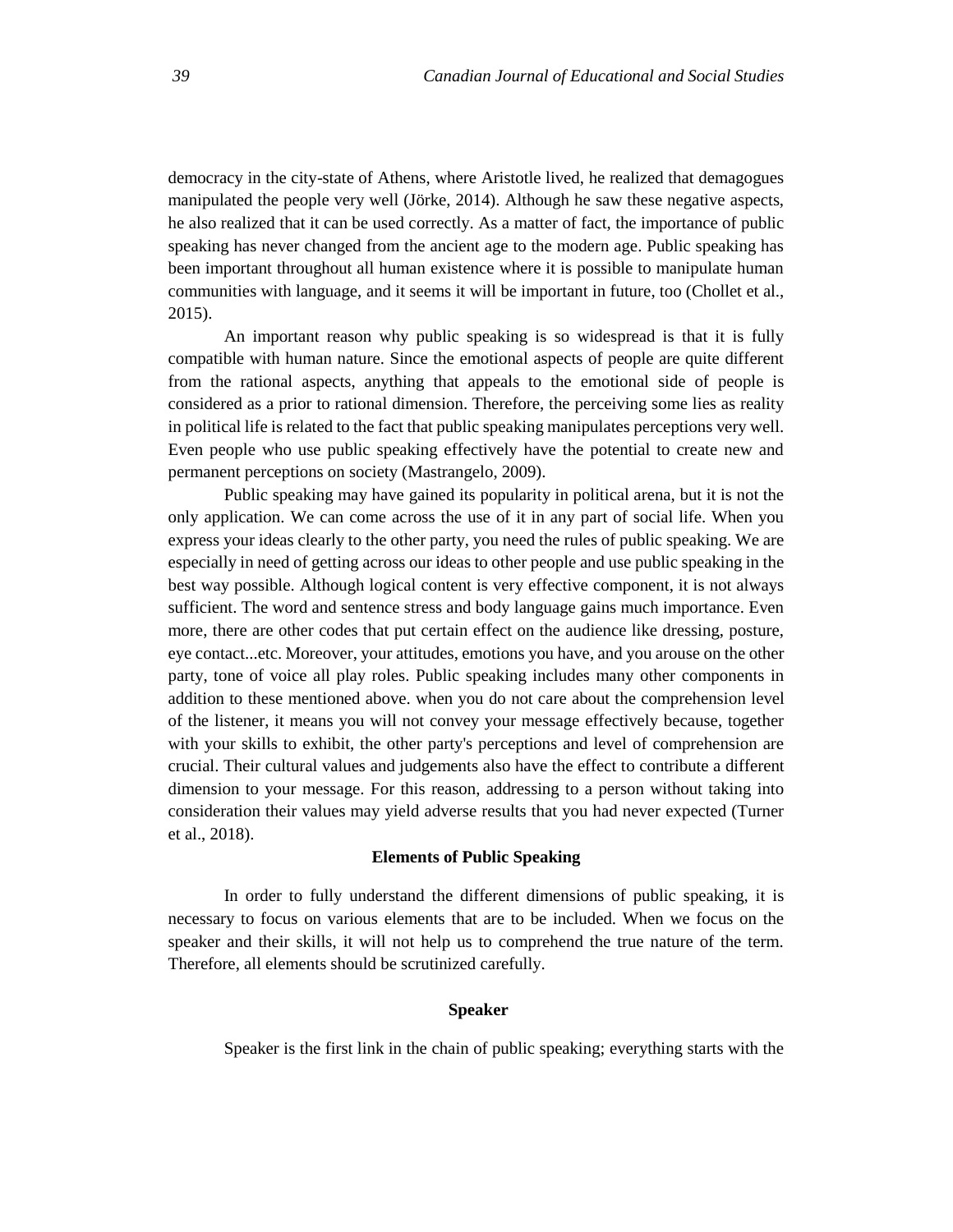democracy in the city-state of Athens, where Aristotle lived, he realized that demagogues manipulated the people very well (Jörke, 2014). Although he saw these negative aspects, he also realized that it can be used correctly. As a matter of fact, the importance of public speaking has never changed from the ancient age to the modern age. Public speaking has been important throughout all human existence where it is possible to manipulate human communities with language, and it seems it will be important in future, too (Chollet et al., 2015).

An important reason why public speaking is so widespread is that it is fully compatible with human nature. Since the emotional aspects of people are quite different from the rational aspects, anything that appeals to the emotional side of people is considered as a prior to rational dimension. Therefore, the perceiving some lies as reality in political life is related to the fact that public speaking manipulates perceptions very well. Even people who use public speaking effectively have the potential to create new and permanent perceptions on society (Mastrangelo, 2009).

Public speaking may have gained its popularity in political arena, but it is not the only application. We can come across the use of it in any part of social life. When you express your ideas clearly to the other party, you need the rules of public speaking. We are especially in need of getting across our ideas to other people and use public speaking in the best way possible. Although logical content is very effective component, it is not always sufficient. The word and sentence stress and body language gains much importance. Even more, there are other codes that put certain effect on the audience like dressing, posture, eye contact...etc. Moreover, your attitudes, emotions you have, and you arouse on the other party, tone of voice all play roles. Public speaking includes many other components in addition to these mentioned above. when you do not care about the comprehension level of the listener, it means you will not convey your message effectively because, together with your skills to exhibit, the other party's perceptions and level of comprehension are crucial. Their cultural values and judgements also have the effect to contribute a different dimension to your message. For this reason, addressing to a person without taking into consideration their values may yield adverse results that you had never expected (Turner et al., 2018).

## Elements of Public Speaking

In order to fully understand the different dimensions of public speaking, it is necessary to focus on various elements that are to be included. When we focus on the speaker and their skills, it will not help us to comprehend the true nature of the term. Therefore, all elements should be scrutinized carefully.

### Speaker

Speaker is the first link in the chain of public speaking; everything starts with the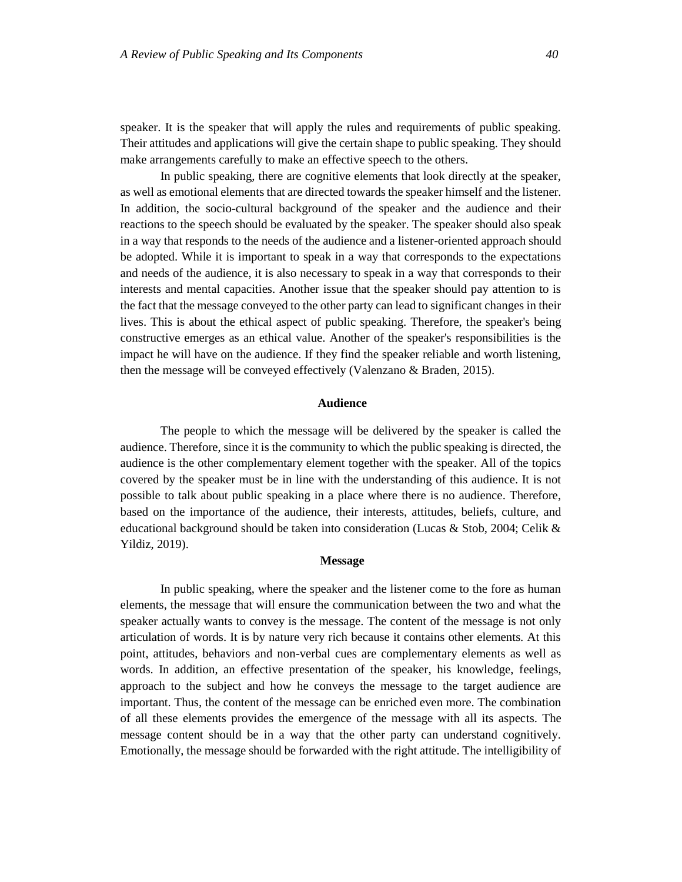speaker. It is the speaker that will apply the rules and requirements of public speaking. Their attitudes and applications will give the certain shape to public speaking. They should make arrangements carefully to make an effective speech to the others.

In public speaking, there are cognitive elements that look directly at the speaker, as well as emotional elements that are directed towards the speaker himself and the listener. In addition, the socio-cultural background of the speaker and the audience and their reactions to the speech should be evaluated by the speaker. The speaker should also speak in a way that responds to the needs of the audience and a listener-oriented approach should be adopted. While it is important to speak in a way that corresponds to the expectations and needs of the audience, it is also necessary to speak in a way that corresponds to their interests and mental capacities. Another issue that the speaker should pay attention to is the fact that the message conveyed to the other party can lead to significant changes in their lives. This is about the ethical aspect of public speaking. Therefore, the speaker's being constructive emerges as an ethical value. Another of the speaker's responsibilities is the impact he will have on the audience. If they find the speaker reliable and worth listening, then the message will be conveyed effectively (Valenzano & Braden, 2015).

### Audience

The people to which the message will be delivered by the speaker is called the audience. Therefore, since it is the community to which the public speaking is directed, the audience is the other complementary element together with the speaker. All of the topics covered by the speaker must be in line with the understanding of this audience. It is not possible to talk about public speaking in a place where there is no audience. Therefore, based on the importance of the audience, their interests, attitudes, beliefs, culture, and educational background should be taken into consideration (Lucas & Stob, 2004; Celik & Yildiz, 2019).

### Message

In public speaking, where the speaker and the listener come to the fore as human elements, the message that will ensure the communication between the two and what the speaker actually wants to convey is the message. The content of the message is not only articulation of words. It is by nature very rich because it contains other elements. At this point, attitudes, behaviors and non-verbal cues are complementary elements as well as words. In addition, an effective presentation of the speaker, his knowledge, feelings, approach to the subject and how he conveys the message to the target audience are important. Thus, the content of the message can be enriched even more. The combination of all these elements provides the emergence of the message with all its aspects. The message content should be in a way that the other party can understand cognitively. Emotionally, the message should be forwarded with the right attitude. The intelligibility of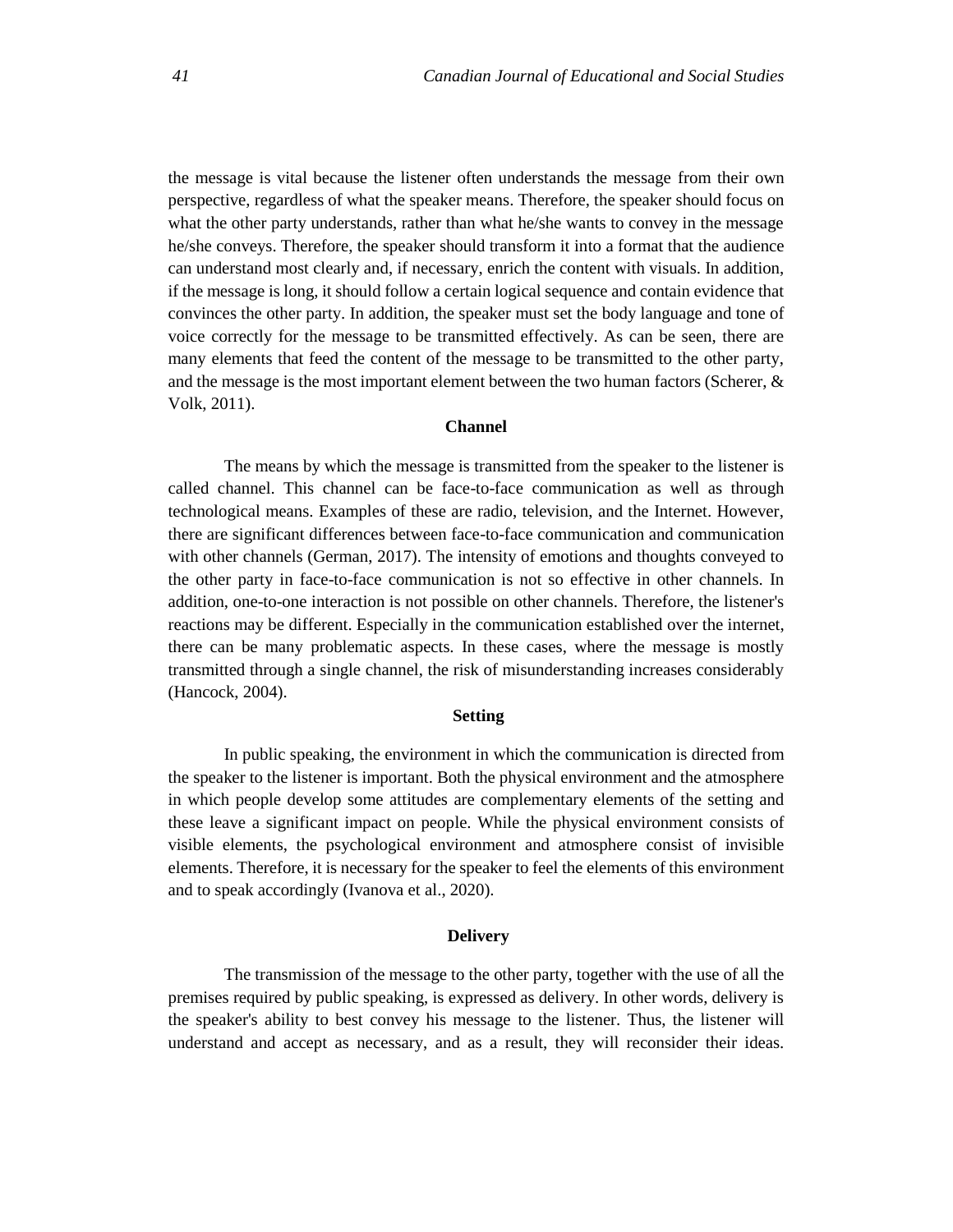the message is vital because the listener often understands the message from their own perspective, regardless of what the speaker means. Therefore, the speaker should focus on what the other party understands, rather than what he/she wants to convey in the message he/she conveys. Therefore, the speaker should transform it into a format that the audience can understand most clearly and, if necessary, enrich the content with visuals. In addition, if the message is long, it should follow a certain logical sequence and contain evidence that convinces the other party. In addition, the speaker must set the body language and tone of voice correctly for the message to be transmitted effectively. As can be seen, there are many elements that feed the content of the message to be transmitted to the other party, and the message is the most important element between the two human factors (Scherer, & Volk, 2011).

## Channel

The means by which the message is transmitted from the speaker to the listener is called channel. This channel can be face-to-face communication as well as through technological means. Examples of these are radio, television, and the Internet. However, there are significant differences between face-to-face communication and communication with other channels (German, 2017). The intensity of emotions and thoughts conveyed to the other party in face-to-face communication is not so effective in other channels. In addition, one-to-one interaction is not possible on other channels. Therefore, the listener's reactions may be different. Especially in the communication established over the internet, there can be many problematic aspects. In these cases, where the message is mostly transmitted through a single channel, the risk of misunderstanding increases considerably (Hancock, 2004).

## Setting

In public speaking, the environment in which the communication is directed from the speaker to the listener is important. Both the physical environment and the atmosphere in which people develop some attitudes are complementary elements of the setting and these leave a significant impact on people. While the physical environment consists of visible elements, the psychological environment and atmosphere consist of invisible elements. Therefore, it is necessary for the speaker to feel the elements of this environment and to speak accordingly (Ivanova et al., 2020).

## Delivery

The transmission of the message to the other party, together with the use of all the premises required by public speaking, is expressed as delivery. In other words, delivery is the speaker's ability to best convey his message to the listener. Thus, the listener will understand and accept as necessary, and as a result, they will reconsider their ideas.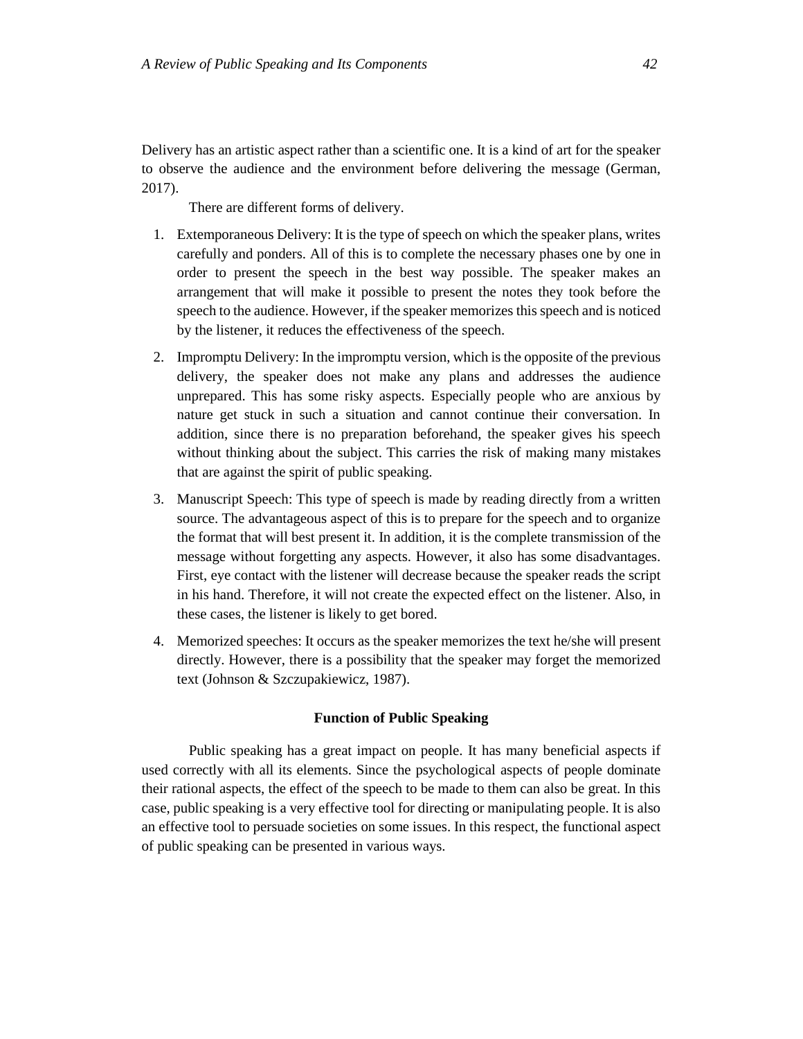Delivery has an artistic aspect rather than a scientific one. It is a kind of art for the speaker to observe the audience and the environment before delivering the message (German, 2017).

There are different forms of delivery.

1. Extemporaneous Delivery: It is the type of speech on which the speaker plans, writes carefully and ponders. All of this is to complete the necessary phases one by one in order to present the speech in the best way possible. The speaker makes an arrangement that will make it possible to present the notes they took before the speech to the audience. However, if the speaker memorizes this speech and is noticed by the listener, it reduces the effectiveness of the speech.

2. Impromptu Delivery: In the impromptu version, which is the opposite of the previous delivery, the speaker does not make any plans and addresses the audience unprepared. This has some risky aspects. Especially people who are anxious by nature get stuck in such a situation and cannot continue their conversation. In addition, since there is no preparation beforehand, the speaker gives his speech without thinking about the subject. This carries the risk of making many mistakes that are against the spirit of public speaking.

3. Manuscript Speech: This type of speech is made by reading directly from a written source. The advantageous aspect of this is to prepare for the speech and to organize the format that will best present it. In addition, it is the complete transmission of the message without forgetting any aspects. However, it also has some disadvantages. First, eye contact with the listener will decrease because the speaker reads the script in his hand. Therefore, it will not create the expected effect on the listener. Also, in these cases, the listener is likely to get bored.

4. Memorized speeches: It occurs as the speaker memorizes the text he/she will present directly. However, there is a possibility that the speaker may forget the memorized text (Johnson & Szczupakiewicz, 1987).

## Function of Public Speaking

Public speaking has a great impact on people. It has many beneficial aspects if used correctly with all its elements. Since the psychological aspects of people dominate their rational aspects, the effect of the speech to be made to them can also be great. In this case, public speaking is a very effective tool for directing or manipulating people. It is also an effective tool to persuade societies on some issues. In this respect, the functional aspect of public speaking can be presented in various ways.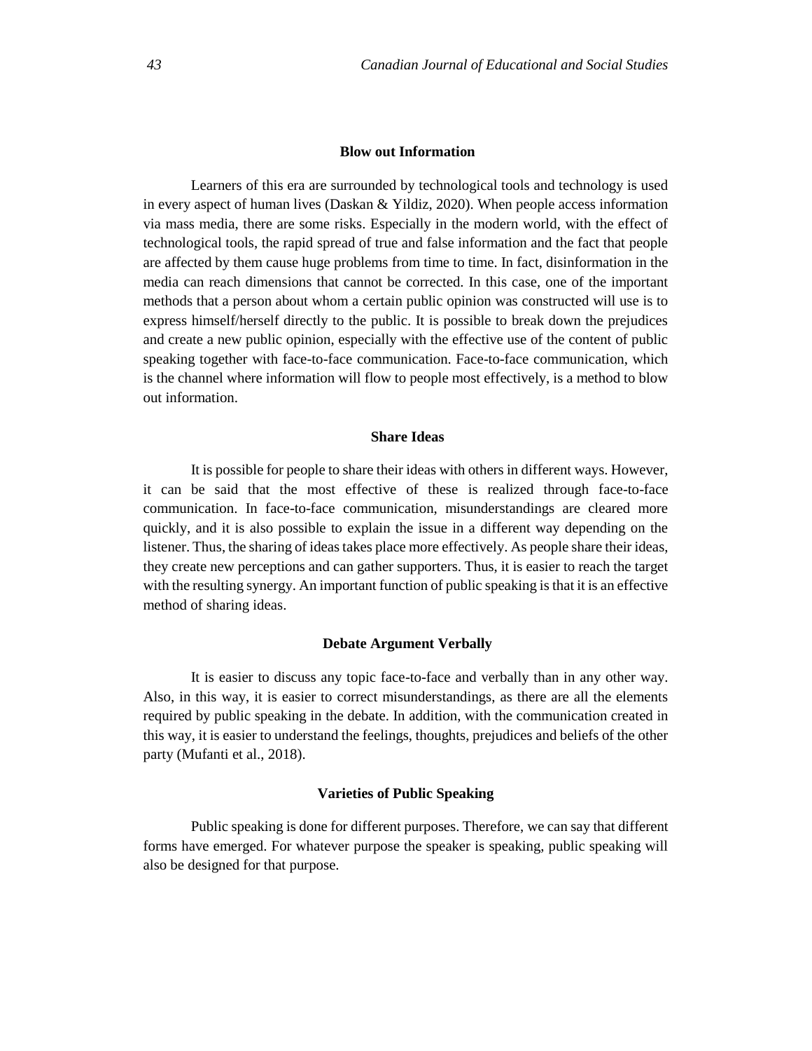### Blow out Information

Learners of this era are surrounded by technological tools and technology is used in every aspect of human lives (Daskan & Yildiz, 2020). When people access information via mass media, there are some risks. Especially in the modern world, with the effect of technological tools, the rapid spread of true and false information and the fact that people are affected by them cause huge problems from time to time. In fact, disinformation in the media can reach dimensions that cannot be corrected. In this case, one of the important methods that a person about whom a certain public opinion was constructed will use is to express himself/herself directly to the public. It is possible to break down the prejudices and create a new public opinion, especially with the effective use of the content of public speaking together with face-to-face communication. Face-to-face communication, which is the channel where information will flow to people most effectively, is a method to blow out information.

### Share Ideas

It is possible for people to share their ideas with others in different ways. However, it can be said that the most effective of these is realized through face-to-face communication. In face-to-face communication, misunderstandings are cleared more quickly, and it is also possible to explain the issue in a different way depending on the listener. Thus, the sharing of ideas takes place more effectively. As people share their ideas, they create new perceptions and can gather supporters. Thus, it is easier to reach the target with the resulting synergy. An important function of public speaking is that it is an effective method of sharing ideas.

### Debate Argument Verbally

It is easier to discuss any topic face-to-face and verbally than in any other way. Also, in this way, it is easier to correct misunderstandings, as there are all the elements required by public speaking in the debate. In addition, with the communication created in this way, it is easier to understand the feelings, thoughts, prejudices and beliefs of the other party (Mufanti et al., 2018).

### Varieties of Public Speaking

Public speaking is done for different purposes. Therefore, we can say that different forms have emerged. For whatever purpose the speaker is speaking, public speaking will also be designed for that purpose.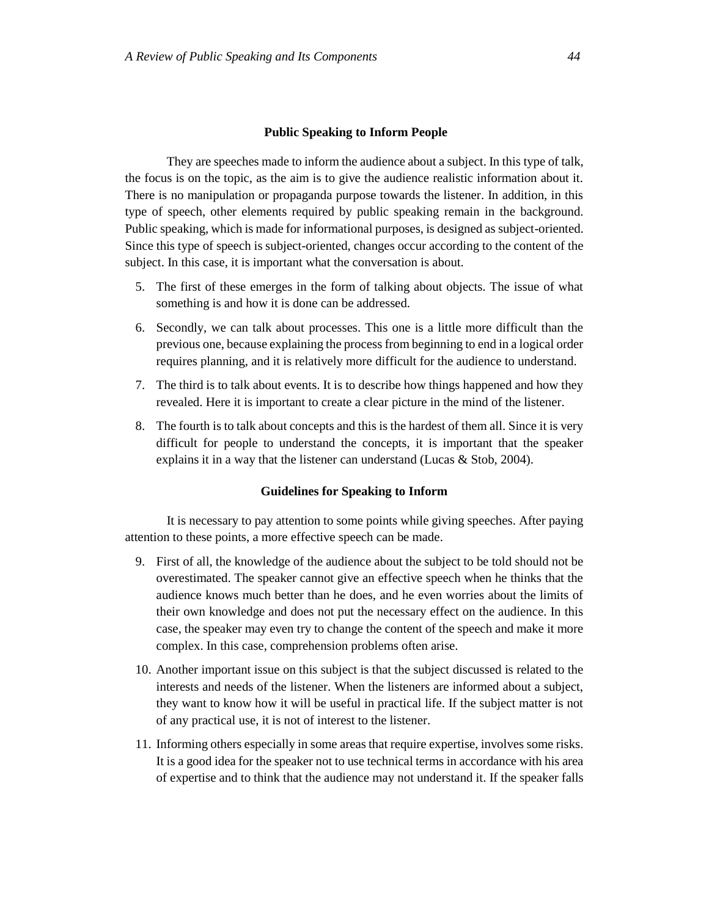### Public Speaking to Inform People

They are speeches made to inform the audience about a subject. In this type of talk, the focus is on the topic, as the aim is to give the audience realistic information about it. There is no manipulation or propaganda purpose towards the listener. In addition, in this type of speech, other elements required by public speaking remain in the background. Public speaking, which is made for informational purposes, is designed as subject-oriented. Since this type of speech is subject-oriented, changes occur according to the content of the subject. In this case, it is important what the conversation is about.

5. The first of these emerges in the form of talking about objects. The issue of what something is and how it is done can be addressed.
6. Secondly, we can talk about processes. This one is a little more difficult than the previous one, because explaining the process from beginning to end in a logical order requires planning, and it is relatively more difficult for the audience to understand.
7. The third is to talk about events. It is to describe how things happened and how they revealed. Here it is important to create a clear picture in the mind of the listener.
8. The fourth is to talk about concepts and this is the hardest of them all. Since it is very difficult for people to understand the concepts, it is important that the speaker explains it in a way that the listener can understand (Lucas & Stob, 2004).

### Guidelines for Speaking to Inform

It is necessary to pay attention to some points while giving speeches. After paying attention to these points, a more effective speech can be made.

9. First of all, the knowledge of the audience about the subject to be told should not be overestimated. The speaker cannot give an effective speech when he thinks that the audience knows much better than he does, and he even worries about the limits of their own knowledge and does not put the necessary effect on the audience. In this case, the speaker may even try to change the content of the speech and make it more complex. In this case, comprehension problems often arise.
10. Another important issue on this subject is that the subject discussed is related to the interests and needs of the listener. When the listeners are informed about a subject, they want to know how it will be useful in practical life. If the subject matter is not of any practical use, it is not of interest to the listener.
11. Informing others especially in some areas that require expertise, involves some risks. It is a good idea for the speaker not to use technical terms in accordance with his area of expertise and to think that the audience may not understand it. If the speaker falls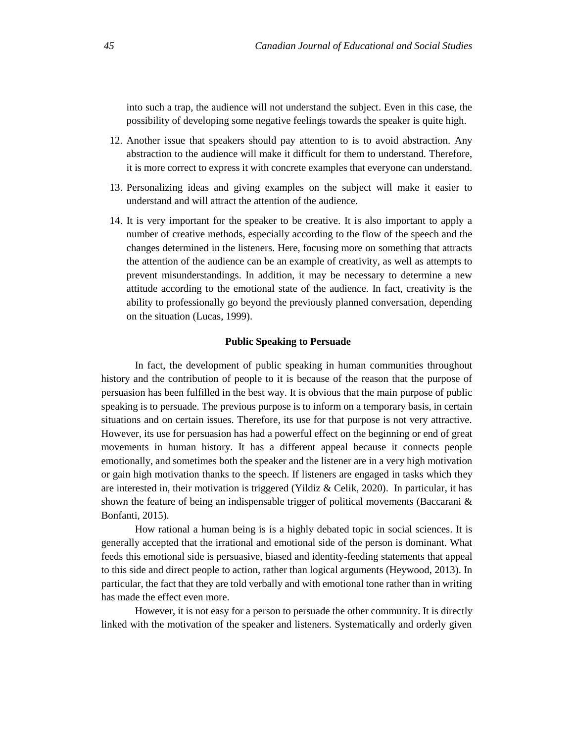into such a trap, the audience will not understand the subject. Even in this case, the possibility of developing some negative feelings towards the speaker is quite high.

12. Another issue that speakers should pay attention to is to avoid abstraction. Any abstraction to the audience will make it difficult for them to understand. Therefore, it is more correct to express it with concrete examples that everyone can understand.
13. Personalizing ideas and giving examples on the subject will make it easier to understand and will attract the attention of the audience.
14. It is very important for the speaker to be creative. It is also important to apply a number of creative methods, especially according to the flow of the speech and the changes determined in the listeners. Here, focusing more on something that attracts the attention of the audience can be an example of creativity, as well as attempts to prevent misunderstandings. In addition, it may be necessary to determine a new attitude according to the emotional state of the audience. In fact, creativity is the ability to professionally go beyond the previously planned conversation, depending on the situation (Lucas, 1999).

**Public Speaking to Persuade**

In fact, the development of public speaking in human communities throughout history and the contribution of people to it is because of the reason that the purpose of persuasion has been fulfilled in the best way. It is obvious that the main purpose of public speaking is to persuade. The previous purpose is to inform on a temporary basis, in certain situations and on certain issues. Therefore, its use for that purpose is not very attractive. However, its use for persuasion has had a powerful effect on the beginning or end of great movements in human history. It has a different appeal because it connects people emotionally, and sometimes both the speaker and the listener are in a very high motivation or gain high motivation thanks to the speech. If listeners are engaged in tasks which they are interested in, their motivation is triggered (Yildiz & Celik, 2020). In particular, it has shown the feature of being an indispensable trigger of political movements (Baccarani & Bonfanti, 2015).

How rational a human being is is a highly debated topic in social sciences. It is generally accepted that the irrational and emotional side of the person is dominant. What feeds this emotional side is persuasive, biased and identity-feeding statements that appeal to this side and direct people to action, rather than logical arguments (Heywood, 2013). In particular, the fact that they are told verbally and with emotional tone rather than in writing has made the effect even more.

However, it is not easy for a person to persuade the other community. It is directly linked with the motivation of the speaker and listeners. Systematically and orderly given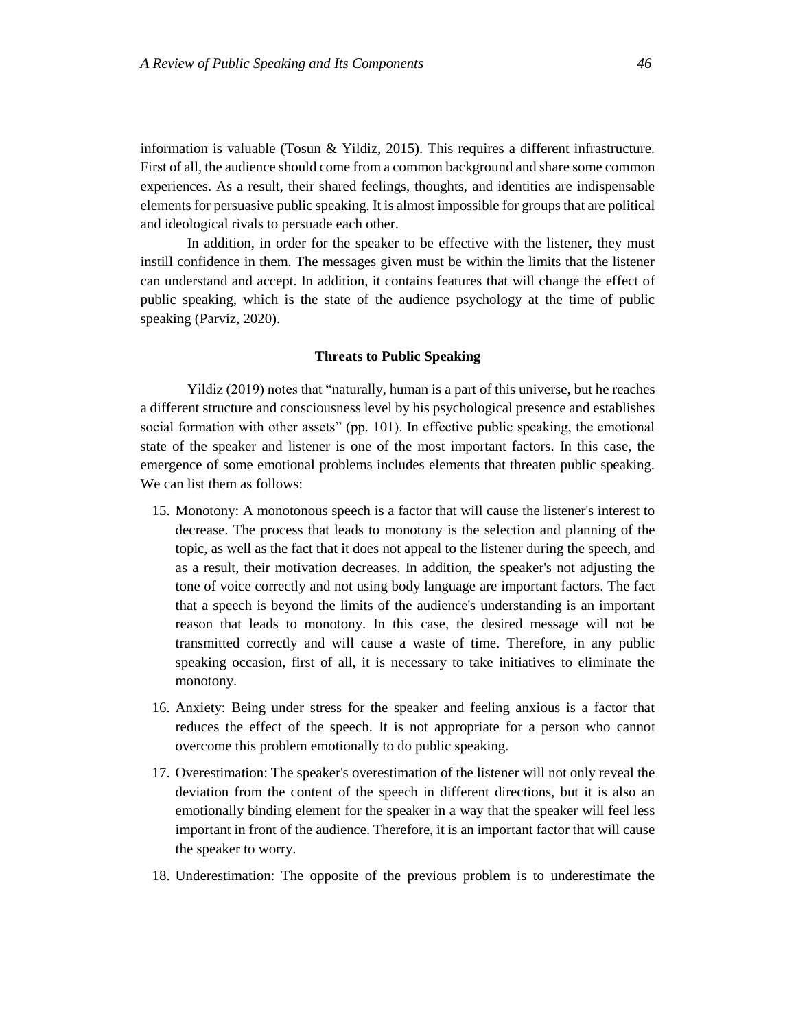information is valuable (Tosun & Yildiz, 2015). This requires a different infrastructure. First of all, the audience should come from a common background and share some common experiences. As a result, their shared feelings, thoughts, and identities are indispensable elements for persuasive public speaking. It is almost impossible for groups that are political and ideological rivals to persuade each other.

In addition, in order for the speaker to be effective with the listener, they must instill confidence in them. The messages given must be within the limits that the listener can understand and accept. In addition, it contains features that will change the effect of public speaking, which is the state of the audience psychology at the time of public speaking (Parviz, 2020).

**Threats to Public Speaking**

Yildiz (2019) notes that "naturally, human is a part of this universe, but he reaches a different structure and consciousness level by his psychological presence and establishes social formation with other assets" (pp. 101). In effective public speaking, the emotional state of the speaker and listener is one of the most important factors. In this case, the emergence of some emotional problems includes elements that threaten public speaking. We can list them as follows:

15. Monotony: A monotonous speech is a factor that will cause the listener's interest to decrease. The process that leads to monotony is the selection and planning of the topic, as well as the fact that it does not appeal to the listener during the speech, and as a result, their motivation decreases. In addition, the speaker's not adjusting the tone of voice correctly and not using body language are important factors. The fact that a speech is beyond the limits of the audience's understanding is an important reason that leads to monotony. In this case, the desired message will not be transmitted correctly and will cause a waste of time. Therefore, in any public speaking occasion, first of all, it is necessary to take initiatives to eliminate the monotony.
16. Anxiety: Being under stress for the speaker and feeling anxious is a factor that reduces the effect of the speech. It is not appropriate for a person who cannot overcome this problem emotionally to do public speaking.
17. Overestimation: The speaker's overestimation of the listener will not only reveal the deviation from the content of the speech in different directions, but it is also an emotionally binding element for the speaker in a way that the speaker will feel less important in front of the audience. Therefore, it is an important factor that will cause the speaker to worry.
18. Underestimation: The opposite of the previous problem is to underestimate the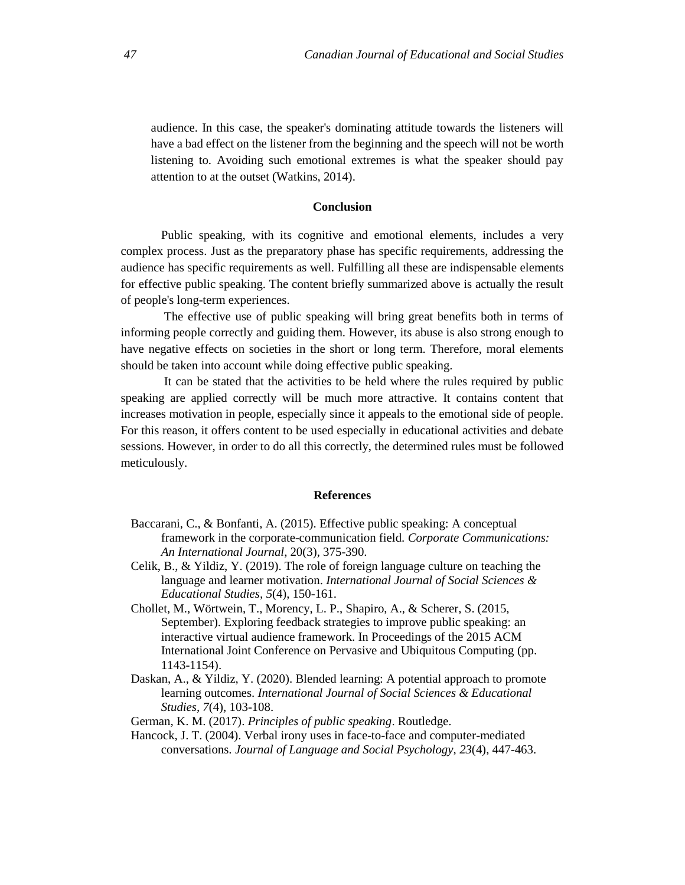audience. In this case, the speaker's dominating attitude towards the listeners will have a bad effect on the listener from the beginning and the speech will not be worth listening to. Avoiding such emotional extremes is what the speaker should pay attention to at the outset (Watkins, 2014).

## Conclusion

Public speaking, with its cognitive and emotional elements, includes a very complex process. Just as the preparatory phase has specific requirements, addressing the audience has specific requirements as well. Fulfilling all these are indispensable elements for effective public speaking. The content briefly summarized above is actually the result of people's long-term experiences.

The effective use of public speaking will bring great benefits both in terms of informing people correctly and guiding them. However, its abuse is also strong enough to have negative effects on societies in the short or long term. Therefore, moral elements should be taken into account while doing effective public speaking.

It can be stated that the activities to be held where the rules required by public speaking are applied correctly will be much more attractive. It contains content that increases motivation in people, especially since it appeals to the emotional side of people. For this reason, it offers content to be used especially in educational activities and debate sessions. However, in order to do all this correctly, the determined rules must be followed meticulously.

## References

Baccarani, C., & Bonfanti, A. (2015). Effective public speaking: A conceptual framework in the corporate-communication field. *Corporate Communications: An International Journal*, 20(3), 375-390.

Celik, B., & Yildiz, Y. (2019). The role of foreign language culture on teaching the language and learner motivation. *International Journal of Social Sciences & Educational Studies, 5*(4), 150-161.

Chollet, M., Wörtwein, T., Morency, L. P., Shapiro, A., & Scherer, S. (2015, September). Exploring feedback strategies to improve public speaking: an interactive virtual audience framework. In Proceedings of the 2015 ACM International Joint Conference on Pervasive and Ubiquitous Computing (pp. 1143-1154).

Daskan, A., & Yildiz, Y. (2020). Blended learning: A potential approach to promote learning outcomes. *International Journal of Social Sciences & Educational Studies, 7*(4), 103-108.

German, K. M. (2017). *Principles of public speaking*. Routledge.

Hancock, J. T. (2004). Verbal irony uses in face-to-face and computer-mediated conversations. *Journal of Language and Social Psychology, 23*(4), 447-463.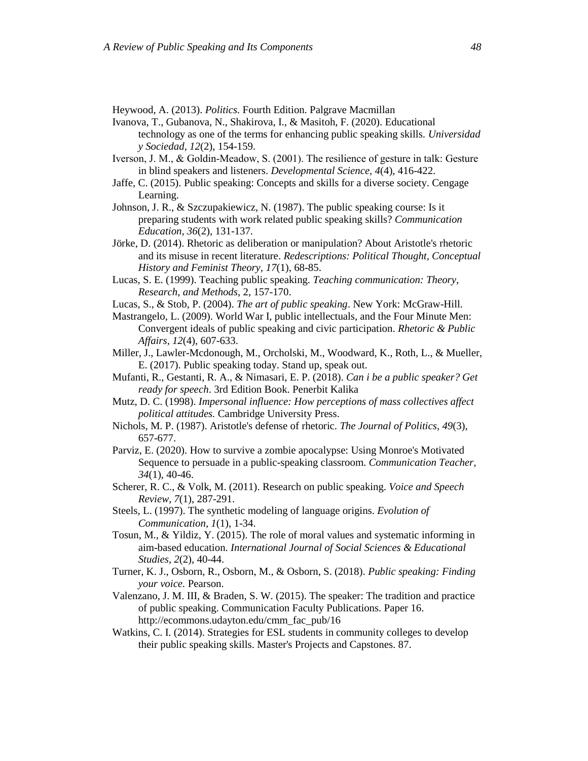Heywood, A. (2013). *Politics.* Fourth Edition. Palgrave Macmillan

Ivanova, T., Gubanova, N., Shakirova, I., & Masitoh, F. (2020). Educational technology as one of the terms for enhancing public speaking skills. *Universidad y Sociedad, 12*(2), 154-159.

Iverson, J. M., & Goldin-Meadow, S. (2001). The resilience of gesture in talk: Gesture in blind speakers and listeners. *Developmental Science, 4*(4), 416-422.

Jaffe, C. (2015). Public speaking: Concepts and skills for a diverse society. Cengage Learning.

Johnson, J. R., & Szczupakiewicz, N. (1987). The public speaking course: Is it preparing students with work related public speaking skills? *Communication Education, 36*(2), 131-137.

Jörke, D. (2014). Rhetoric as deliberation or manipulation? About Aristotle's rhetoric and its misuse in recent literature. *Redescriptions: Political Thought, Conceptual History and Feminist Theory, 17*(1), 68-85.

Lucas, S. E. (1999). Teaching public speaking. *Teaching communication: Theory, Research, and Methods*, 2, 157-170.

Lucas, S., & Stob, P. (2004). *The art of public speaking*. New York: McGraw-Hill.

Mastrangelo, L. (2009). World War I, public intellectuals, and the Four Minute Men: Convergent ideals of public speaking and civic participation. *Rhetoric & Public Affairs, 12*(4), 607-633.

Miller, J., Lawler-Mcdonough, M., Orcholski, M., Woodward, K., Roth, L., & Mueller, E. (2017). Public speaking today. Stand up, speak out.

Mufanti, R., Gestanti, R. A., & Nimasari, E. P. (2018). *Can i be a public speaker? Get ready for speech*. 3rd Edition Book. Penerbit Kalika

Mutz, D. C. (1998). *Impersonal influence: How perceptions of mass collectives affect political attitudes.* Cambridge University Press.

Nichols, M. P. (1987). Aristotle's defense of rhetoric. *The Journal of Politics, 49*(3), 657-677.

Parviz, E. (2020). How to survive a zombie apocalypse: Using Monroe's Motivated Sequence to persuade in a public-speaking classroom. *Communication Teacher, 34*(1), 40-46.

Scherer, R. C., & Volk, M. (2011). Research on public speaking. *Voice and Speech Review, 7*(1), 287-291.

Steels, L. (1997). The synthetic modeling of language origins. *Evolution of Communication, 1*(1), 1-34.

Tosun, M., & Yildiz, Y. (2015). The role of moral values and systematic informing in aim-based education. *International Journal of Social Sciences & Educational Studies, 2*(2), 40-44.

Turner, K. J., Osborn, R., Osborn, M., & Osborn, S. (2018). *Public speaking: Finding your voice.* Pearson.

Valenzano, J. M. III, & Braden, S. W. (2015). The speaker: The tradition and practice of public speaking. Communication Faculty Publications. Paper 16. http://ecommons.udayton.edu/cmm_fac_pub/16

Watkins, C. I. (2014). Strategies for ESL students in community colleges to develop their public speaking skills. Master's Projects and Capstones. 87.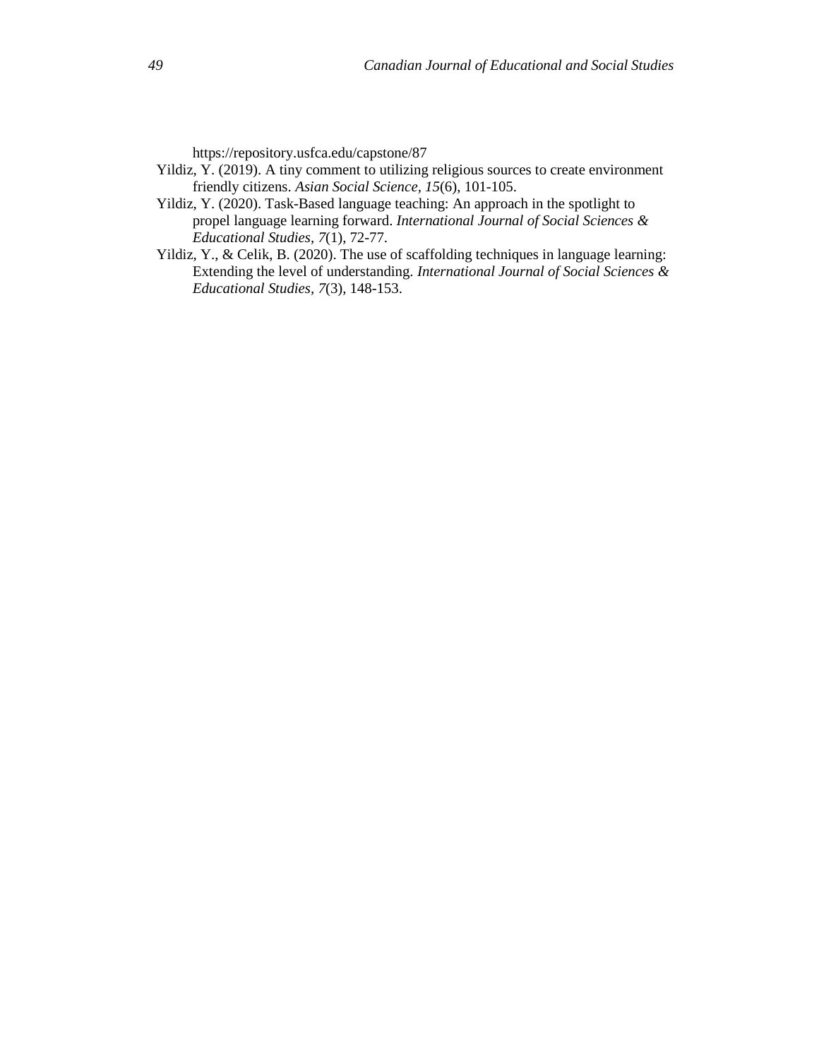https://repository.usfca.edu/capstone/87

Yildiz, Y. (2019). A tiny comment to utilizing religious sources to create environment friendly citizens. *Asian Social Science, 15*(6), 101-105.

Yildiz, Y. (2020). Task-Based language teaching: An approach in the spotlight to propel language learning forward. *International Journal of Social Sciences & Educational Studies*, *7*(1), 72-77.

Yildiz, Y., & Celik, B. (2020). The use of scaffolding techniques in language learning: Extending the level of understanding. *International Journal of Social Sciences & Educational Studies*, *7*(3), 148-153.